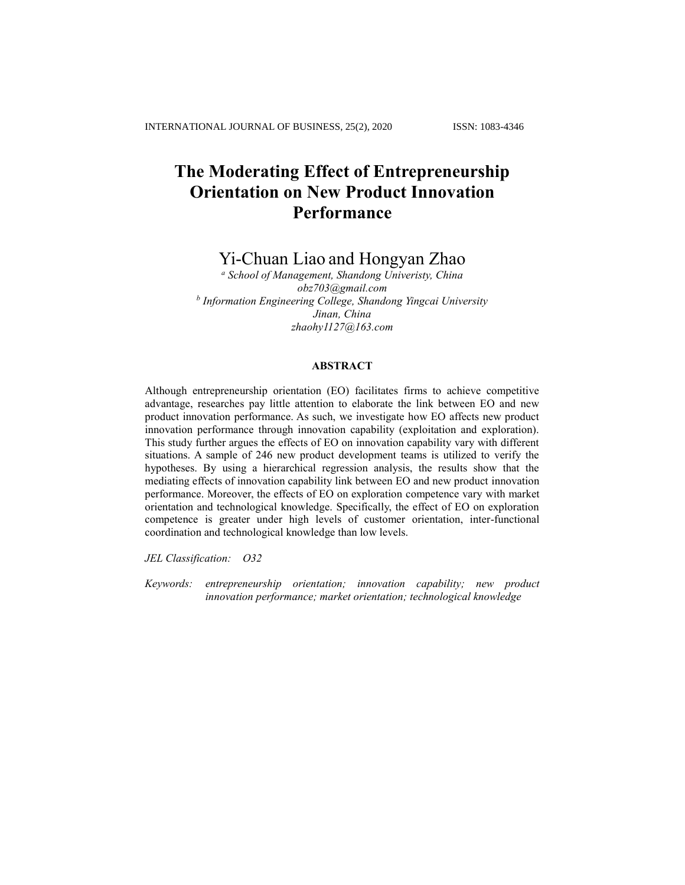# The Moderating Effect of Entrepreneurship Orientation on New Product Innovation Performance

Yi-Chuan Liao and Hongyan Zhao

[a] *School of Management, Shandong Univeristy, China*
*obz703@gmail.com*
[b] *Information Engineering College, Shandong Yingcai University*
*Jinan, China*
*zhaohy1127@163.com*

## ABSTRACT

Although entrepreneurship orientation (EO) facilitates firms to achieve competitive advantage, researches pay little attention to elaborate the link between EO and new product innovation performance. As such, we investigate how EO affects new product innovation performance through innovation capability (exploitation and exploration). This study further argues the effects of EO on innovation capability vary with different situations. A sample of 246 new product development teams is utilized to verify the hypotheses. By using a hierarchical regression analysis, the results show that the mediating effects of innovation capability link between EO and new product innovation performance. Moreover, the effects of EO on exploration competence vary with market orientation and technological knowledge. Specifically, the effect of EO on exploration competence is greater under high levels of customer orientation, inter-functional coordination and technological knowledge than low levels.

*JEL Classification:* *O32*

*Keywords:* *entrepreneurship orientation; innovation capability; new product innovation performance; market orientation; technological knowledge*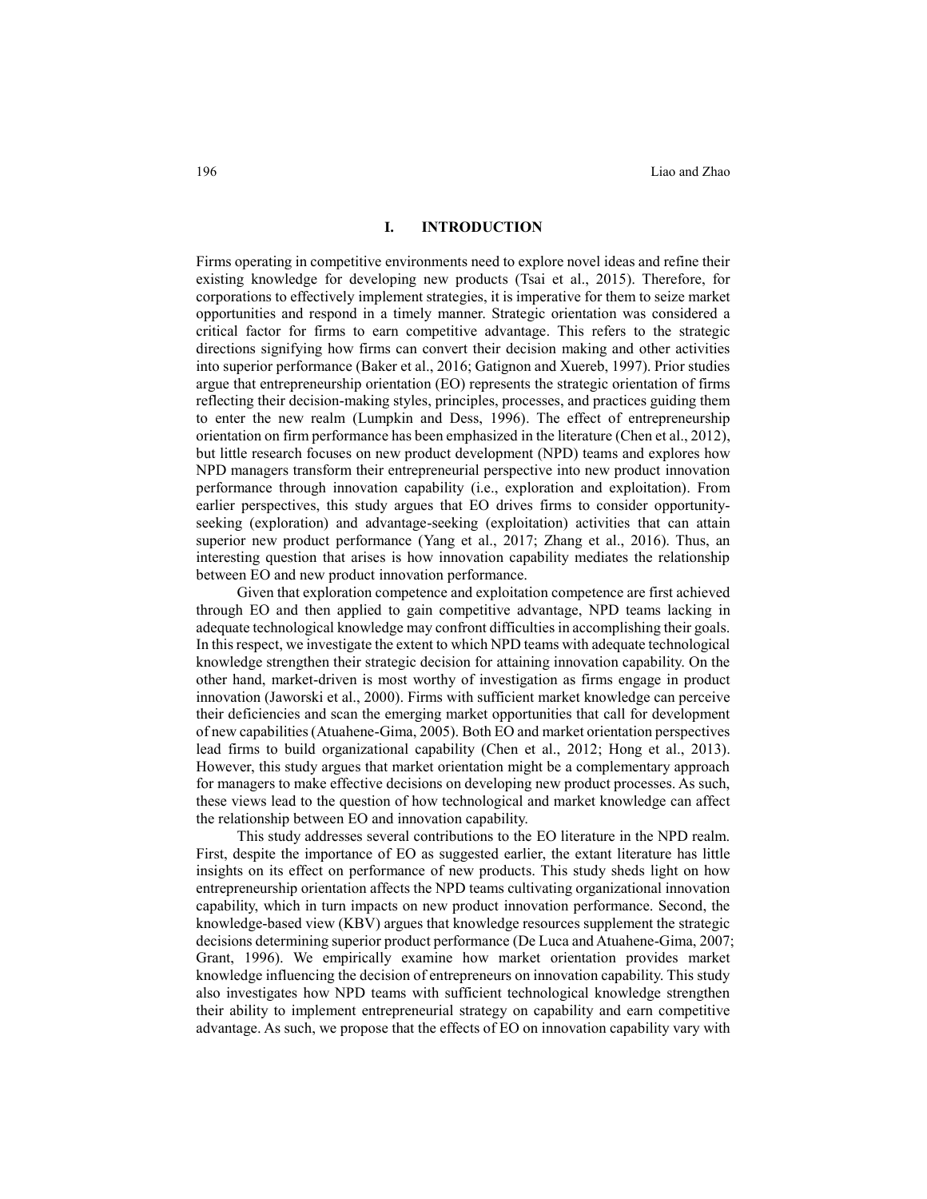# I. INTRODUCTION

Firms operating in competitive environments need to explore novel ideas and refine their existing knowledge for developing new products (Tsai et al., 2015). Therefore, for corporations to effectively implement strategies, it is imperative for them to seize market opportunities and respond in a timely manner. Strategic orientation was considered a critical factor for firms to earn competitive advantage. This refers to the strategic directions signifying how firms can convert their decision making and other activities into superior performance (Baker et al., 2016; Gatignon and Xuereb, 1997). Prior studies argue that entrepreneurship orientation (EO) represents the strategic orientation of firms reflecting their decision-making styles, principles, processes, and practices guiding them to enter the new realm (Lumpkin and Dess, 1996). The effect of entrepreneurship orientation on firm performance has been emphasized in the literature (Chen et al., 2012), but little research focuses on new product development (NPD) teams and explores how NPD managers transform their entrepreneurial perspective into new product innovation performance through innovation capability (i.e., exploration and exploitation). From earlier perspectives, this study argues that EO drives firms to consider opportunity-seeking (exploration) and advantage-seeking (exploitation) activities that can attain superior new product performance (Yang et al., 2017; Zhang et al., 2016). Thus, an interesting question that arises is how innovation capability mediates the relationship between EO and new product innovation performance.

Given that exploration competence and exploitation competence are first achieved through EO and then applied to gain competitive advantage, NPD teams lacking in adequate technological knowledge may confront difficulties in accomplishing their goals. In this respect, we investigate the extent to which NPD teams with adequate technological knowledge strengthen their strategic decision for attaining innovation capability. On the other hand, market-driven is most worthy of investigation as firms engage in product innovation (Jaworski et al., 2000). Firms with sufficient market knowledge can perceive their deficiencies and scan the emerging market opportunities that call for development of new capabilities (Atuahene-Gima, 2005). Both EO and market orientation perspectives lead firms to build organizational capability (Chen et al., 2012; Hong et al., 2013). However, this study argues that market orientation might be a complementary approach for managers to make effective decisions on developing new product processes. As such, these views lead to the question of how technological and market knowledge can affect the relationship between EO and innovation capability.

This study addresses several contributions to the EO literature in the NPD realm. First, despite the importance of EO as suggested earlier, the extant literature has little insights on its effect on performance of new products. This study sheds light on how entrepreneurship orientation affects the NPD teams cultivating organizational innovation capability, which in turn impacts on new product innovation performance. Second, the knowledge-based view (KBV) argues that knowledge resources supplement the strategic decisions determining superior product performance (De Luca and Atuahene-Gima, 2007; Grant, 1996). We empirically examine how market orientation provides market knowledge influencing the decision of entrepreneurs on innovation capability. This study also investigates how NPD teams with sufficient technological knowledge strengthen their ability to implement entrepreneurial strategy on capability and earn competitive advantage. As such, we propose that the effects of EO on innovation capability vary with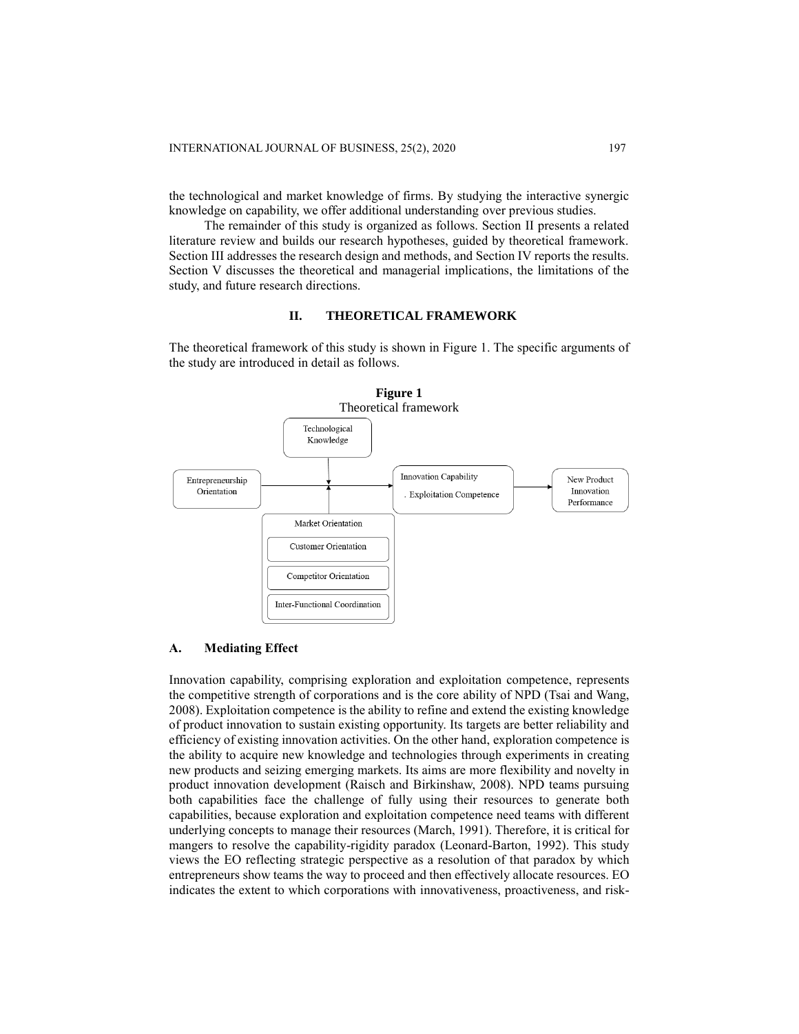the technological and market knowledge of firms. By studying the interactive synergic knowledge on capability, we offer additional understanding over previous studies.

The remainder of this study is organized as follows. Section II presents a related literature review and builds our research hypotheses, guided by theoretical framework. Section III addresses the research design and methods, and Section IV reports the results. Section V discusses the theoretical and managerial implications, the limitations of the study, and future research directions.

## II. THEORETICAL FRAMEWORK

The theoretical framework of this study is shown in Figure 1. The specific arguments of the study are introduced in detail as follows.

**Figure 1**
Theoretical framework

Technological Knowledge

Entrepreneurship Orientation

Innovation Capability
. Exploitation Competence

New Product Innovation Performance

Market Orientation
Customer Orientation
Competitor Orientation
Inter-Functional Coordination

### A. Mediating Effect

Innovation capability, comprising exploration and exploitation competence, represents the competitive strength of corporations and is the core ability of NPD (Tsai and Wang, 2008). Exploitation competence is the ability to refine and extend the existing knowledge of product innovation to sustain existing opportunity. Its targets are better reliability and efficiency of existing innovation activities. On the other hand, exploration competence is the ability to acquire new knowledge and technologies through experiments in creating new products and seizing emerging markets. Its aims are more flexibility and novelty in product innovation development (Raisch and Birkinshaw, 2008). NPD teams pursuing both capabilities face the challenge of fully using their resources to generate both capabilities, because exploration and exploitation competence need teams with different underlying concepts to manage their resources (March, 1991). Therefore, it is critical for mangers to resolve the capability-rigidity paradox (Leonard-Barton, 1992). This study views the EO reflecting strategic perspective as a resolution of that paradox by which entrepreneurs show teams the way to proceed and then effectively allocate resources. EO indicates the extent to which corporations with innovativeness, proactiveness, and risk-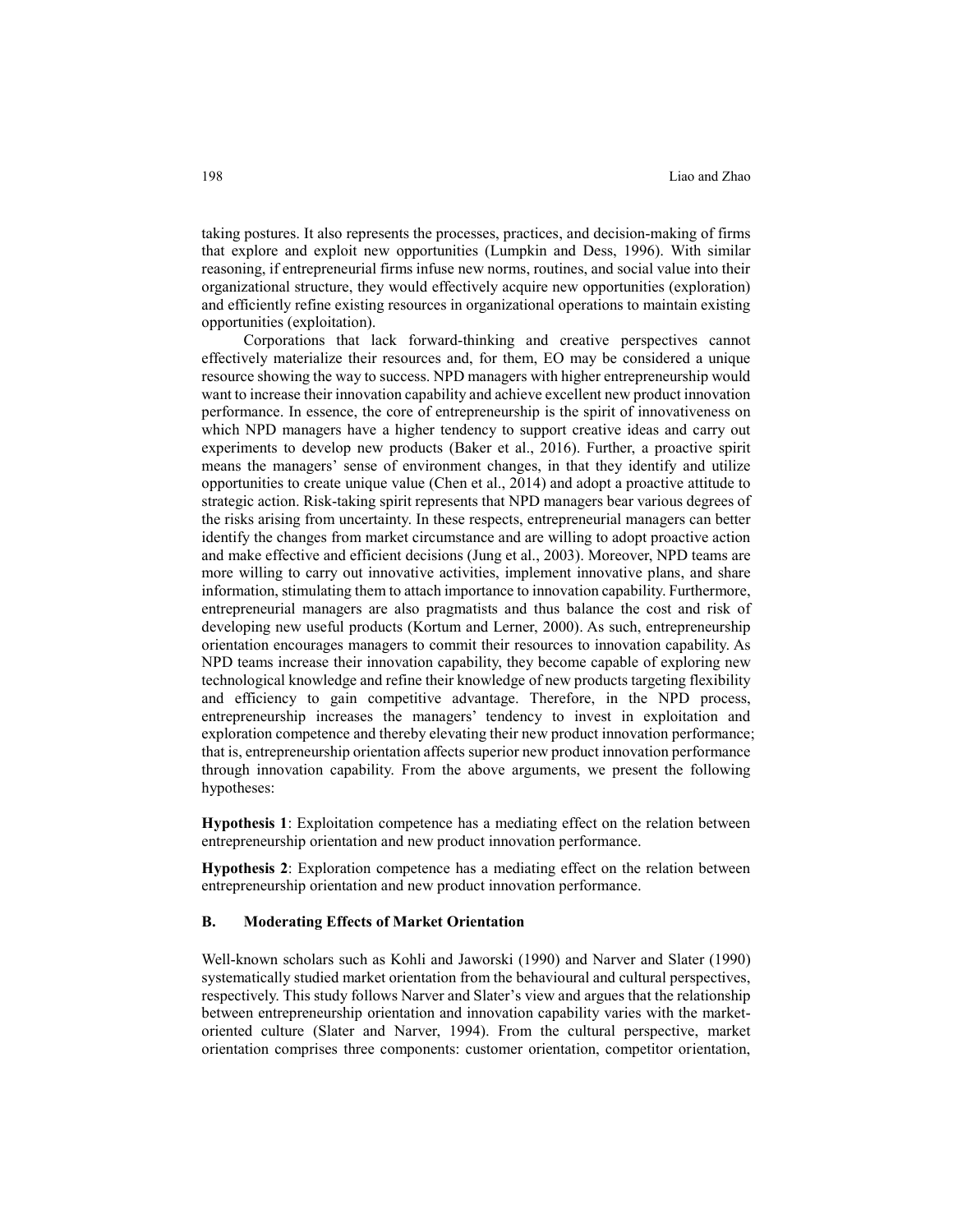taking postures. It also represents the processes, practices, and decision-making of firms that explore and exploit new opportunities (Lumpkin and Dess, 1996). With similar reasoning, if entrepreneurial firms infuse new norms, routines, and social value into their organizational structure, they would effectively acquire new opportunities (exploration) and efficiently refine existing resources in organizational operations to maintain existing opportunities (exploitation).

Corporations that lack forward-thinking and creative perspectives cannot effectively materialize their resources and, for them, EO may be considered a unique resource showing the way to success. NPD managers with higher entrepreneurship would want to increase their innovation capability and achieve excellent new product innovation performance. In essence, the core of entrepreneurship is the spirit of innovativeness on which NPD managers have a higher tendency to support creative ideas and carry out experiments to develop new products (Baker et al., 2016). Further, a proactive spirit means the managers' sense of environment changes, in that they identify and utilize opportunities to create unique value (Chen et al., 2014) and adopt a proactive attitude to strategic action. Risk-taking spirit represents that NPD managers bear various degrees of the risks arising from uncertainty. In these respects, entrepreneurial managers can better identify the changes from market circumstance and are willing to adopt proactive action and make effective and efficient decisions (Jung et al., 2003). Moreover, NPD teams are more willing to carry out innovative activities, implement innovative plans, and share information, stimulating them to attach importance to innovation capability. Furthermore, entrepreneurial managers are also pragmatists and thus balance the cost and risk of developing new useful products (Kortum and Lerner, 2000). As such, entrepreneurship orientation encourages managers to commit their resources to innovation capability. As NPD teams increase their innovation capability, they become capable of exploring new technological knowledge and refine their knowledge of new products targeting flexibility and efficiency to gain competitive advantage. Therefore, in the NPD process, entrepreneurship increases the managers' tendency to invest in exploitation and exploration competence and thereby elevating their new product innovation performance; that is, entrepreneurship orientation affects superior new product innovation performance through innovation capability. From the above arguments, we present the following hypotheses:

**Hypothesis 1**: Exploitation competence has a mediating effect on the relation between entrepreneurship orientation and new product innovation performance.

**Hypothesis 2**: Exploration competence has a mediating effect on the relation between entrepreneurship orientation and new product innovation performance.

### B. Moderating Effects of Market Orientation

Well-known scholars such as Kohli and Jaworski (1990) and Narver and Slater (1990) systematically studied market orientation from the behavioural and cultural perspectives, respectively. This study follows Narver and Slater's view and argues that the relationship between entrepreneurship orientation and innovation capability varies with the market-oriented culture (Slater and Narver, 1994). From the cultural perspective, market orientation comprises three components: customer orientation, competitor orientation,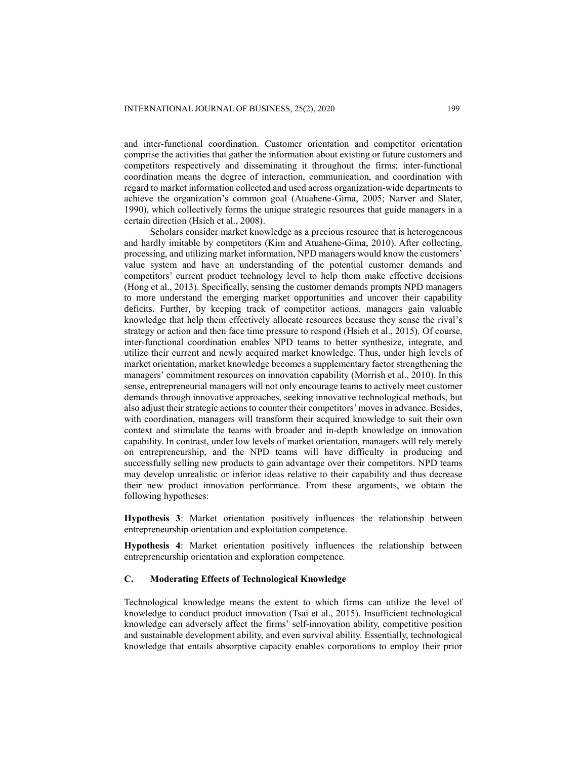and inter-functional coordination. Customer orientation and competitor orientation comprise the activities that gather the information about existing or future customers and competitors respectively and disseminating it throughout the firms; inter-functional coordination means the degree of interaction, communication, and coordination with regard to market information collected and used across organization-wide departments to achieve the organization's common goal (Atuahene-Gima, 2005; Narver and Slater, 1990), which collectively forms the unique strategic resources that guide managers in a certain direction (Hsieh et al., 2008).

Scholars consider market knowledge as a precious resource that is heterogeneous and hardly imitable by competitors (Kim and Atuahene-Gima, 2010). After collecting, processing, and utilizing market information, NPD managers would know the customers' value system and have an understanding of the potential customer demands and competitors' current product technology level to help them make effective decisions (Hong et al., 2013). Specifically, sensing the customer demands prompts NPD managers to more understand the emerging market opportunities and uncover their capability deficits. Further, by keeping track of competitor actions, managers gain valuable knowledge that help them effectively allocate resources because they sense the rival's strategy or action and then face time pressure to respond (Hsieh et al., 2015). Of course, inter-functional coordination enables NPD teams to better synthesize, integrate, and utilize their current and newly acquired market knowledge. Thus, under high levels of market orientation, market knowledge becomes a supplementary factor strengthening the managers' commitment resources on innovation capability (Morrish et al., 2010). In this sense, entrepreneurial managers will not only encourage teams to actively meet customer demands through innovative approaches, seeking innovative technological methods, but also adjust their strategic actions to counter their competitors' moves in advance. Besides, with coordination, managers will transform their acquired knowledge to suit their own context and stimulate the teams with broader and in-depth knowledge on innovation capability. In contrast, under low levels of market orientation, managers will rely merely on entrepreneurship, and the NPD teams will have difficulty in producing and successfully selling new products to gain advantage over their competitors. NPD teams may develop unrealistic or inferior ideas relative to their capability and thus decrease their new product innovation performance. From these arguments, we obtain the following hypotheses:

**Hypothesis 3**: Market orientation positively influences the relationship between entrepreneurship orientation and exploitation competence.

**Hypothesis 4**: Market orientation positively influences the relationship between entrepreneurship orientation and exploration competence.

### C. Moderating Effects of Technological Knowledge

Technological knowledge means the extent to which firms can utilize the level of knowledge to conduct product innovation (Tsai et al., 2015). Insufficient technological knowledge can adversely affect the firms' self-innovation ability, competitive position and sustainable development ability, and even survival ability. Essentially, technological knowledge that entails absorptive capacity enables corporations to employ their prior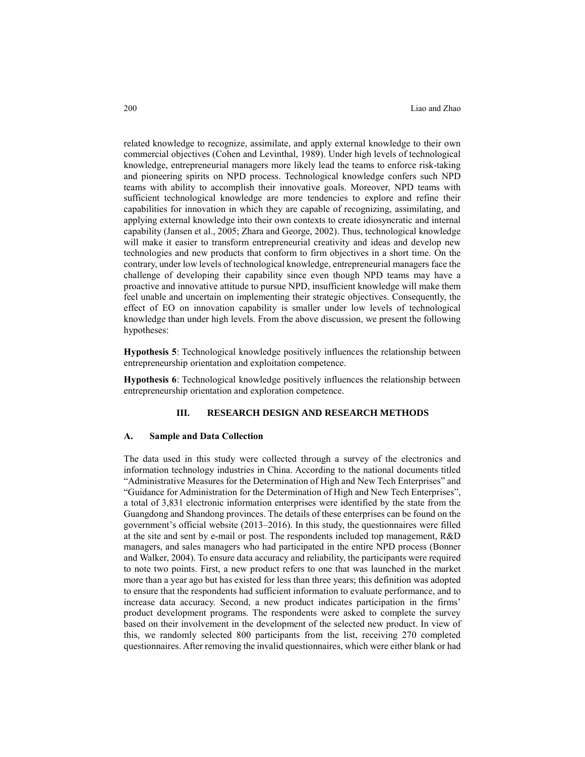related knowledge to recognize, assimilate, and apply external knowledge to their own commercial objectives (Cohen and Levinthal, 1989). Under high levels of technological knowledge, entrepreneurial managers more likely lead the teams to enforce risk-taking and pioneering spirits on NPD process. Technological knowledge confers such NPD teams with ability to accomplish their innovative goals. Moreover, NPD teams with sufficient technological knowledge are more tendencies to explore and refine their capabilities for innovation in which they are capable of recognizing, assimilating, and applying external knowledge into their own contexts to create idiosyncratic and internal capability (Jansen et al., 2005; Zhara and George, 2002). Thus, technological knowledge will make it easier to transform entrepreneurial creativity and ideas and develop new technologies and new products that conform to firm objectives in a short time. On the contrary, under low levels of technological knowledge, entrepreneurial managers face the challenge of developing their capability since even though NPD teams may have a proactive and innovative attitude to pursue NPD, insufficient knowledge will make them feel unable and uncertain on implementing their strategic objectives. Consequently, the effect of EO on innovation capability is smaller under low levels of technological knowledge than under high levels. From the above discussion, we present the following hypotheses:

**Hypothesis 5**: Technological knowledge positively influences the relationship between entrepreneurship orientation and exploitation competence.

**Hypothesis 6**: Technological knowledge positively influences the relationship between entrepreneurship orientation and exploration competence.

## III. RESEARCH DESIGN AND RESEARCH METHODS

### A. Sample and Data Collection

The data used in this study were collected through a survey of the electronics and information technology industries in China. According to the national documents titled "Administrative Measures for the Determination of High and New Tech Enterprises" and "Guidance for Administration for the Determination of High and New Tech Enterprises", a total of 3,831 electronic information enterprises were identified by the state from the Guangdong and Shandong provinces. The details of these enterprises can be found on the government's official website (2013–2016). In this study, the questionnaires were filled at the site and sent by e-mail or post. The respondents included top management, R&D managers, and sales managers who had participated in the entire NPD process (Bonner and Walker, 2004). To ensure data accuracy and reliability, the participants were required to note two points. First, a new product refers to one that was launched in the market more than a year ago but has existed for less than three years; this definition was adopted to ensure that the respondents had sufficient information to evaluate performance, and to increase data accuracy. Second, a new product indicates participation in the firms' product development programs. The respondents were asked to complete the survey based on their involvement in the development of the selected new product. In view of this, we randomly selected 800 participants from the list, receiving 270 completed questionnaires. After removing the invalid questionnaires, which were either blank or had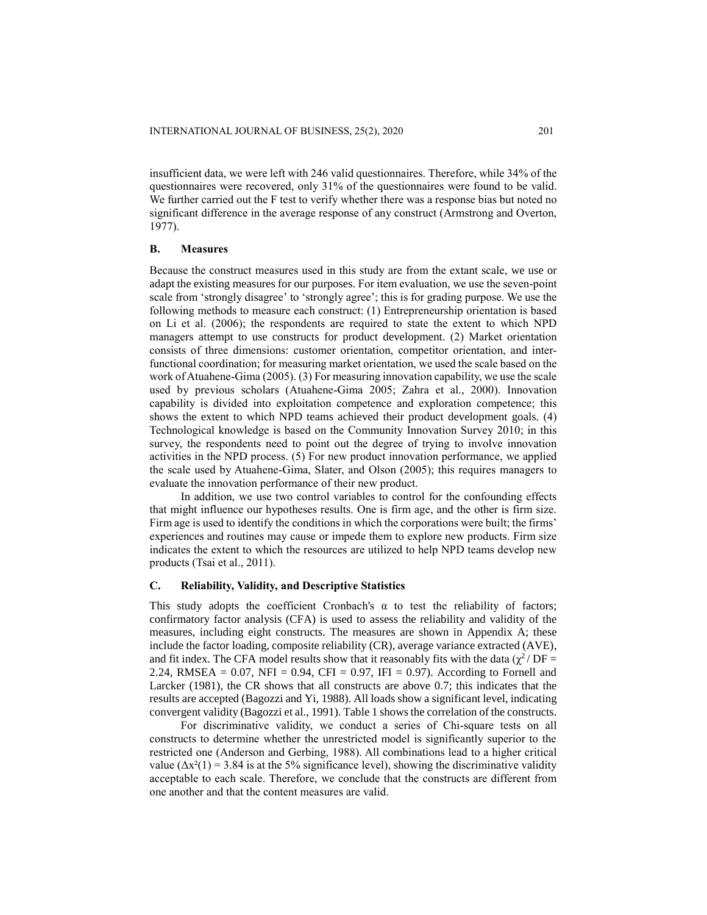insufficient data, we were left with 246 valid questionnaires. Therefore, while 34% of the questionnaires were recovered, only 31% of the questionnaires were found to be valid. We further carried out the F test to verify whether there was a response bias but noted no significant difference in the average response of any construct (Armstrong and Overton, 1977).

### B. Measures

Because the construct measures used in this study are from the extant scale, we use or adapt the existing measures for our purposes. For item evaluation, we use the seven-point scale from 'strongly disagree' to 'strongly agree'; this is for grading purpose. We use the following methods to measure each construct: (1) Entrepreneurship orientation is based on Li et al. (2006); the respondents are required to state the extent to which NPD managers attempt to use constructs for product development. (2) Market orientation consists of three dimensions: customer orientation, competitor orientation, and inter-functional coordination; for measuring market orientation, we used the scale based on the work of Atuahene-Gima (2005). (3) For measuring innovation capability, we use the scale used by previous scholars (Atuahene-Gima 2005; Zahra et al., 2000). Innovation capability is divided into exploitation competence and exploration competence; this shows the extent to which NPD teams achieved their product development goals. (4) Technological knowledge is based on the Community Innovation Survey 2010; in this survey, the respondents need to point out the degree of trying to involve innovation activities in the NPD process. (5) For new product innovation performance, we applied the scale used by Atuahene-Gima, Slater, and Olson (2005); this requires managers to evaluate the innovation performance of their new product.

In addition, we use two control variables to control for the confounding effects that might influence our hypotheses results. One is firm age, and the other is firm size. Firm age is used to identify the conditions in which the corporations were built; the firms' experiences and routines may cause or impede them to explore new products. Firm size indicates the extent to which the resources are utilized to help NPD teams develop new products (Tsai et al., 2011).

### C. Reliability, Validity, and Descriptive Statistics

This study adopts the coefficient Cronbach's α to test the reliability of factors; confirmatory factor analysis (CFA) is used to assess the reliability and validity of the measures, including eight constructs. The measures are shown in Appendix A; these include the factor loading, composite reliability (CR), average variance extracted (AVE), and fit index. The CFA model results show that it reasonably fits with the data ($\chi^2 / DF = 2.24$, RMSEA = 0.07, NFI = 0.94, CFI = 0.97, IFI = 0.97). According to Fornell and Larcker (1981), the CR shows that all constructs are above 0.7; this indicates that the results are accepted (Bagozzi and Yi, 1988). All loads show a significant level, indicating convergent validity (Bagozzi et al., 1991). Table 1 shows the correlation of the constructs.

For discriminative validity, we conduct a series of Chi-square tests on all constructs to determine whether the unrestricted model is significantly superior to the restricted one (Anderson and Gerbing, 1988). All combinations lead to a higher critical value ($\Delta x^2(1) = 3.84$ is at the 5% significance level), showing the discriminative validity acceptable to each scale. Therefore, we conclude that the constructs are different from one another and that the content measures are valid.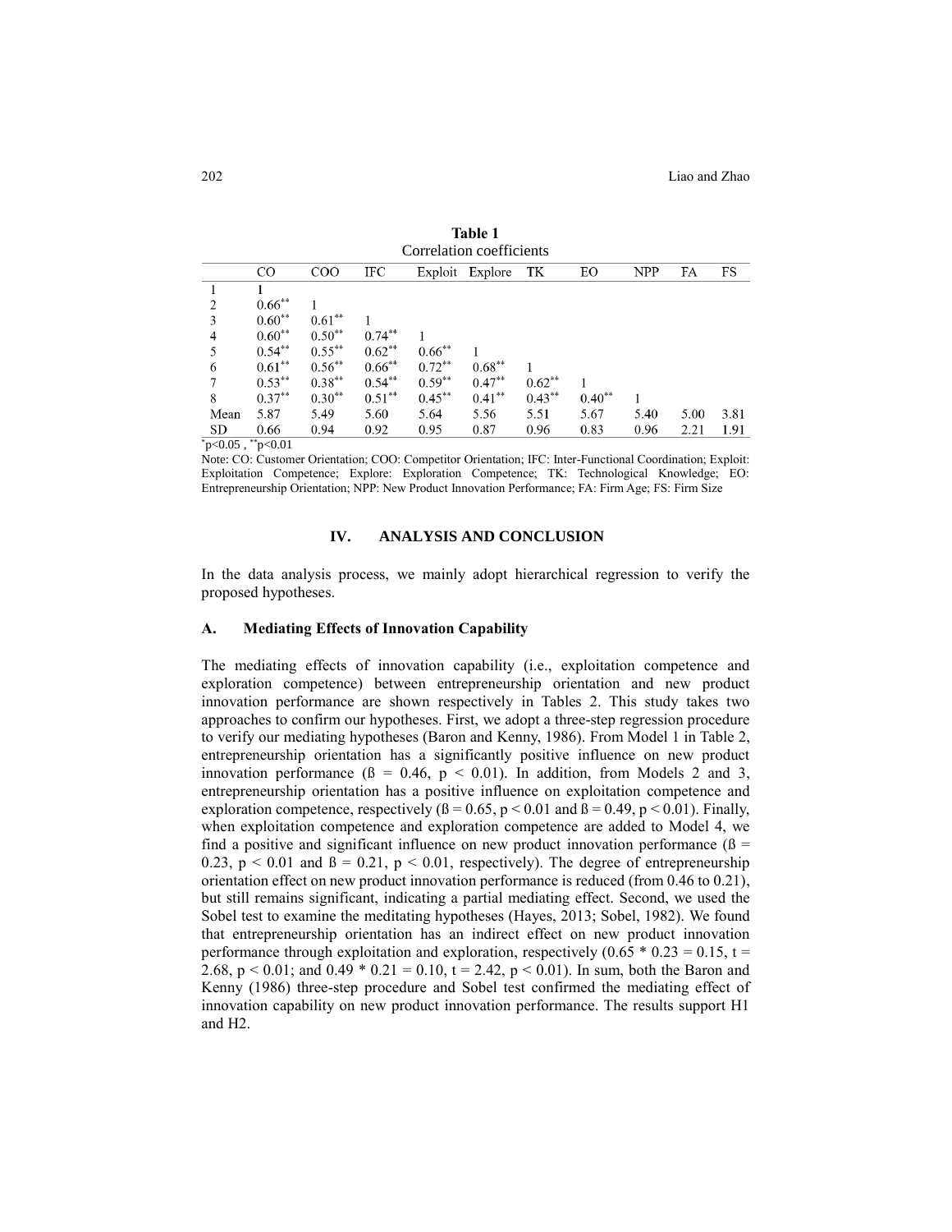**Table 1**
Correlation coefficients

| | CO | COO | IFC | Exploit | Explore | TK | EO | NPP | FA | FS |
|---|---|---|---|---|---|---|---|---|---|---|
| 1 | 1 | | | | | | | | | |
| 2 | 0.66** | 1 | | | | | | | | |
| 3 | 0.60** | 0.61** | 1 | | | | | | | |
| 4 | 0.60** | 0.50** | 0.74** | 1 | | | | | | |
| 5 | 0.54** | 0.55** | 0.62** | 0.66** | 1 | | | | | |
| 6 | 0.61** | 0.56** | 0.66** | 0.72** | 0.68** | 1 | | | | |
| 7 | 0.53** | 0.38** | 0.54** | 0.59** | 0.47** | 0.62** | 1 | | | |
| 8 | 0.37** | 0.30** | 0.51** | 0.45** | 0.41** | 0.43** | 0.40** | 1 | | |
| Mean | 5.87 | 5.49 | 5.60 | 5.64 | 5.56 | 5.51 | 5.67 | 5.40 | 5.00 | 3.81 |
| SD | 0.66 | 0.94 | 0.92 | 0.95 | 0.87 | 0.96 | 0.83 | 0.96 | 2.21 | 1.91 |

*p<0.05 , **p<0.01

Note: CO: Customer Orientation; COO: Competitor Orientation; IFC: Inter-Functional Coordination; Exploit: Exploitation Competence; Explore: Exploration Competence; TK: Technological Knowledge; EO: Entrepreneurship Orientation; NPP: New Product Innovation Performance; FA: Firm Age; FS: Firm Size

## IV. ANALYSIS AND CONCLUSION

In the data analysis process, we mainly adopt hierarchical regression to verify the proposed hypotheses.

### A. Mediating Effects of Innovation Capability

The mediating effects of innovation capability (i.e., exploitation competence and exploration competence) between entrepreneurship orientation and new product innovation performance are shown respectively in Tables 2. This study takes two approaches to confirm our hypotheses. First, we adopt a three-step regression procedure to verify our mediating hypotheses (Baron and Kenny, 1986). From Model 1 in Table 2, entrepreneurship orientation has a significantly positive influence on new product innovation performance ($ß = 0.46$, $p < 0.01$). In addition, from Models 2 and 3, entrepreneurship orientation has a positive influence on exploitation competence and exploration competence, respectively ($ß = 0.65$, $p < 0.01$ and $ß = 0.49$, $p < 0.01$). Finally, when exploitation competence and exploration competence are added to Model 4, we find a positive and significant influence on new product innovation performance ($ß = 0.23$, $p < 0.01$ and $ß = 0.21$, $p < 0.01$, respectively). The degree of entrepreneurship orientation effect on new product innovation performance is reduced (from 0.46 to 0.21), but still remains significant, indicating a partial mediating effect. Second, we used the Sobel test to examine the meditating hypotheses (Hayes, 2013; Sobel, 1982). We found that entrepreneurship orientation has an indirect effect on new product innovation performance through exploitation and exploration, respectively ($0.65 * 0.23 = 0.15$, $t = 2.68$, $p < 0.01$; and $0.49 * 0.21 = 0.10$, $t = 2.42$, $p < 0.01$). In sum, both the Baron and Kenny (1986) three-step procedure and Sobel test confirmed the mediating effect of innovation capability on new product innovation performance. The results support H1 and H2.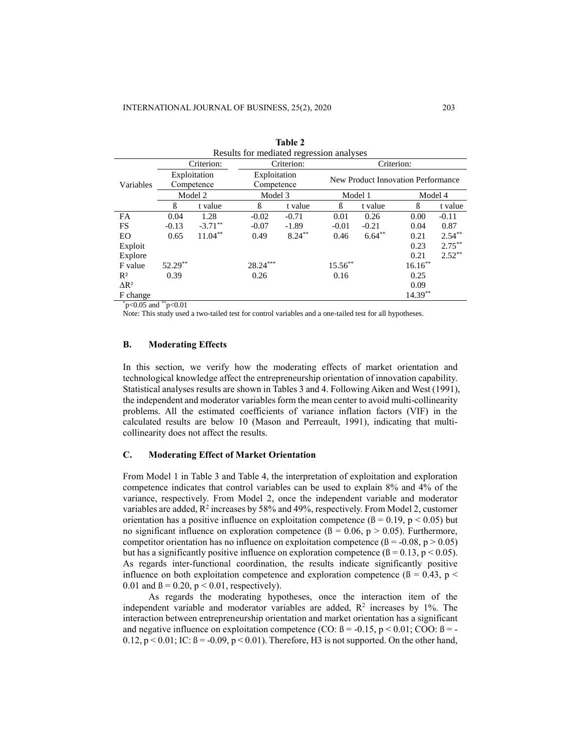**Table 2**
Results for mediated regression analyses

| Variables | Criterion: Exploitation Competence | | Criterion: Exploitation Competence | | Criterion: New Product Innovation Performance | | | |
|---|---|---|---|---|---|---|---|---|
| | Model 2 | | Model 3 | | Model 1 | | Model 4 | |
| | ß | t value | ß | t value | ß | t value | ß | t value |
| FA | 0.04 | 1.28 | -0.02 | -0.71 | 0.01 | 0.26 | 0.00 | -0.11 |
| FS | -0.13 | -3.71** | -0.07 | -1.89 | -0.01 | -0.21 | 0.04 | 0.87 |
| EO | 0.65 | 11.04** | 0.49 | 8.24** | 0.46 | 6.64** | 0.21 | 2.54** |
| Exploit | | | | | | | 0.23 | 2.75** |
| Explore | | | | | | | 0.21 | 2.52** |
| F value | 52.29** | | 28.24*** | | 15.56** | | 16.16** | |
| $R^2$ | 0.39 | | 0.26 | | 0.16 | | 0.25 | |
| $\Delta R^2$ | | | | | | | 0.09 | |
| F change | | | | | | | 14.39** | |

*p<0.05 and **p<0.01

Note: This study used a two-tailed test for control variables and a one-tailed test for all hypotheses.

### B. Moderating Effects

In this section, we verify how the moderating effects of market orientation and technological knowledge affect the entrepreneurship orientation of innovation capability. Statistical analyses results are shown in Tables 3 and 4. Following Aiken and West (1991), the independent and moderator variables form the mean center to avoid multi-collinearity problems. All the estimated coefficients of variance inflation factors (VIF) in the calculated results are below 10 (Mason and Perreault, 1991), indicating that multi-collinearity does not affect the results.

### C. Moderating Effect of Market Orientation

From Model 1 in Table 3 and Table 4, the interpretation of exploitation and exploration competence indicates that control variables can be used to explain 8% and 4% of the variance, respectively. From Model 2, once the independent variable and moderator variables are added, $R^2$ increases by 58% and 49%, respectively. From Model 2, customer orientation has a positive influence on exploitation competence ($ß = 0.19$, $p < 0.05$) but no significant influence on exploration competence ($ß = 0.06$, $p > 0.05$). Furthermore, competitor orientation has no influence on exploitation competence ($ß = -0.08$, $p > 0.05$) but has a significantly positive influence on exploration competence ($ß = 0.13$, $p < 0.05$). As regards inter-functional coordination, the results indicate significantly positive influence on both exploitation competence and exploration competence ($ß = 0.43$, $p < 0.01$ and $ß = 0.20$, $p < 0.01$, respectively).

As regards the moderating hypotheses, once the interaction item of the independent variable and moderator variables are added, $R^2$ increases by 1%. The interaction between entrepreneurship orientation and market orientation has a significant and negative influence on exploitation competence (CO: $ß = -0.15$, $p < 0.01$; COO: $ß = -0.12$, $p < 0.01$; IC: $ß = -0.09$, $p < 0.01$). Therefore, H3 is not supported. On the other hand,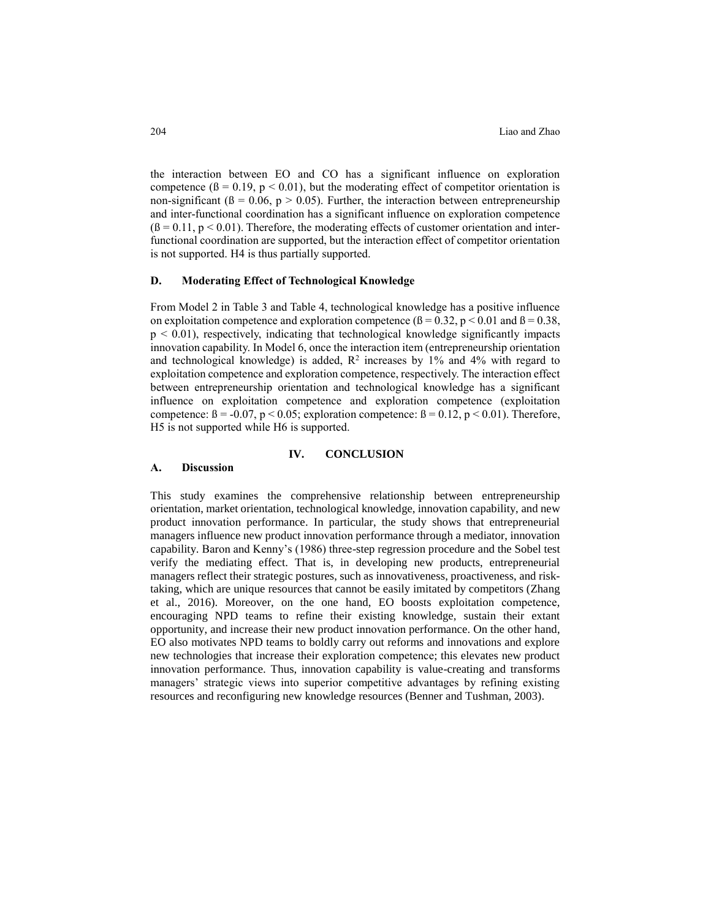the interaction between EO and CO has a significant influence on exploration competence ($ß = 0.19$, $p < 0.01$), but the moderating effect of competitor orientation is non-significant ($ß = 0.06$, $p > 0.05$). Further, the interaction between entrepreneurship and inter-functional coordination has a significant influence on exploration competence ($ß = 0.11$, $p < 0.01$). Therefore, the moderating effects of customer orientation and inter-functional coordination are supported, but the interaction effect of competitor orientation is not supported. H4 is thus partially supported.

### D. Moderating Effect of Technological Knowledge

From Model 2 in Table 3 and Table 4, technological knowledge has a positive influence on exploitation competence and exploration competence ($ß = 0.32$, $p < 0.01$ and $ß = 0.38$, $p < 0.01$), respectively, indicating that technological knowledge significantly impacts innovation capability. In Model 6, once the interaction item (entrepreneurship orientation and technological knowledge) is added, $R^2$ increases by 1% and 4% with regard to exploitation competence and exploration competence, respectively. The interaction effect between entrepreneurship orientation and technological knowledge has a significant influence on exploitation competence and exploration competence (exploitation competence: $ß = -0.07$, $p < 0.05$; exploration competence: $ß = 0.12$, $p < 0.01$). Therefore, H5 is not supported while H6 is supported.

## IV. CONCLUSION

### A. Discussion

This study examines the comprehensive relationship between entrepreneurship orientation, market orientation, technological knowledge, innovation capability, and new product innovation performance. In particular, the study shows that entrepreneurial managers influence new product innovation performance through a mediator, innovation capability. Baron and Kenny's (1986) three-step regression procedure and the Sobel test verify the mediating effect. That is, in developing new products, entrepreneurial managers reflect their strategic postures, such as innovativeness, proactiveness, and risk-taking, which are unique resources that cannot be easily imitated by competitors (Zhang et al., 2016). Moreover, on the one hand, EO boosts exploitation competence, encouraging NPD teams to refine their existing knowledge, sustain their extant opportunity, and increase their new product innovation performance. On the other hand, EO also motivates NPD teams to boldly carry out reforms and innovations and explore new technologies that increase their exploration competence; this elevates new product innovation performance. Thus, innovation capability is value-creating and transforms managers' strategic views into superior competitive advantages by refining existing resources and reconfiguring new knowledge resources (Benner and Tushman, 2003).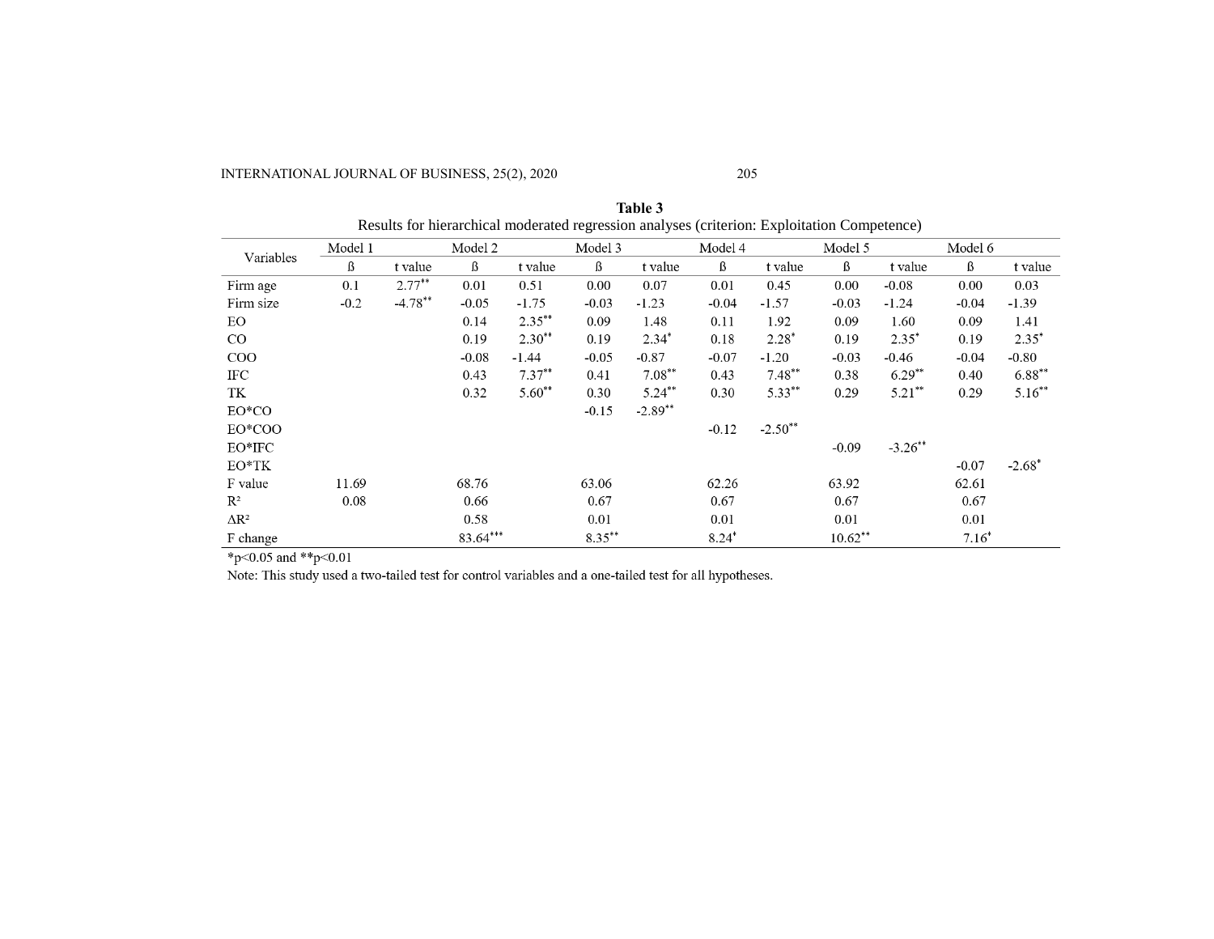**Table 3**
Results for hierarchical moderated regression analyses (criterion: Exploitation Competence)

| Variables | Model 1 | | Model 2 | | Model 3 | | Model 4 | | Model 5 | | Model 6 | |
|---|---|---|---|---|---|---|---|---|---|---|---|---|
| | ß | t value | ß | t value | ß | t value | ß | t value | ß | t value | ß | t value |
| Firm age | 0.1 | 2.77** | 0.01 | 0.51 | 0.00 | 0.07 | 0.01 | 0.45 | 0.00 | -0.08 | 0.00 | 0.03 |
| Firm size | -0.2 | -4.78** | -0.05 | -1.75 | -0.03 | -1.23 | -0.04 | -1.57 | -0.03 | -1.24 | -0.04 | -1.39 |
| EO | | | 0.14 | 2.35** | 0.09 | 1.48 | 0.11 | 1.92 | 0.09 | 1.60 | 0.09 | 1.41 |
| CO | | | 0.19 | 2.30** | 0.19 | 2.34* | 0.18 | 2.28* | 0.19 | 2.35* | 0.19 | 2.35* |
| COO | | | -0.08 | -1.44 | -0.05 | -0.87 | -0.07 | -1.20 | -0.03 | -0.46 | -0.04 | -0.80 |
| IFC | | | 0.43 | 7.37** | 0.41 | 7.08** | 0.43 | 7.48** | 0.38 | 6.29** | 0.40 | 6.88** |
| TK | | | 0.32 | 5.60** | 0.30 | 5.24** | 0.30 | 5.33** | 0.29 | 5.21** | 0.29 | 5.16** |
| EO*CO | | | | | -0.15 | -2.89** | | | | | | |
| EO*COO | | | | | | | -0.12 | -2.50** | | | | |
| EO*IFC | | | | | | | | | -0.09 | -3.26** | | |
| EO*TK | | | | | | | | | | | -0.07 | -2.68* |
| F value | 11.69 | | 68.76 | | 63.06 | | 62.26 | | 63.92 | | 62.61 | |
| $R^2$ | 0.08 | | 0.66 | | 0.67 | | 0.67 | | 0.67 | | 0.67 | |
| $\Delta R^2$ | | | 0.58 | | 0.01 | | 0.01 | | 0.01 | | 0.01 | |
| F change | | | 83.64*** | | 8.35** | | 8.24* | | 10.62** | | 7.16* | |

*p<0.05 and **p<0.01

Note: This study used a two-tailed test for control variables and a one-tailed test for all hypotheses.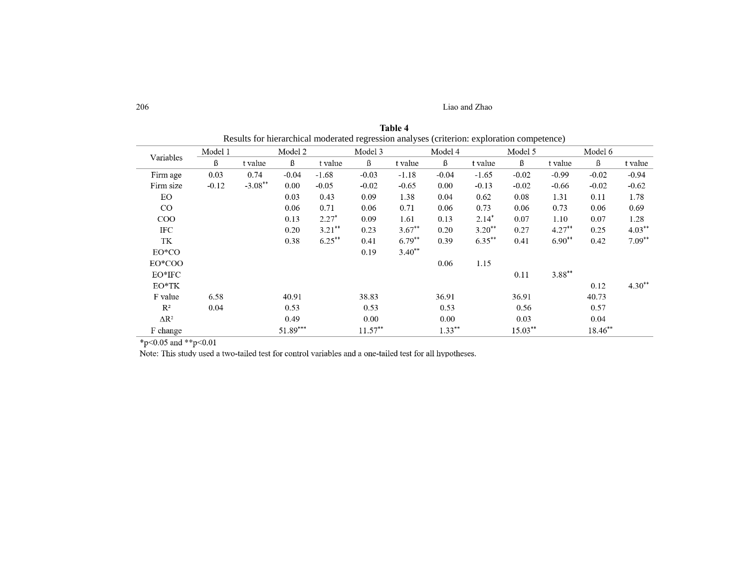**Table 4**

Results for hierarchical moderated regression analyses (criterion: exploration competence)

| Variables | Model 1 | | Model 2 | | Model 3 | | Model 4 | | Model 5 | | Model 6 | |
|---|---|---|---|---|---|---|---|---|---|---|---|---|
| | ß | t value | ß | t value | ß | t value | ß | t value | ß | t value | ß | t value |
| Firm age | 0.03 | 0.74 | -0.04 | -1.68 | -0.03 | -1.18 | -0.04 | -1.65 | -0.02 | -0.99 | -0.02 | -0.94 |
| Firm size | -0.12 | -3.08** | 0.00 | -0.05 | -0.02 | -0.65 | 0.00 | -0.13 | -0.02 | -0.66 | -0.02 | -0.62 |
| EO | | | 0.03 | 0.43 | 0.09 | 1.38 | 0.04 | 0.62 | 0.08 | 1.31 | 0.11 | 1.78 |
| CO | | | 0.06 | 0.71 | 0.06 | 0.71 | 0.06 | 0.73 | 0.06 | 0.73 | 0.06 | 0.69 |
| COO | | | 0.13 | 2.27* | 0.09 | 1.61 | 0.13 | 2.14* | 0.07 | 1.10 | 0.07 | 1.28 |
| IFC | | | 0.20 | 3.21** | 0.23 | 3.67** | 0.20 | 3.20** | 0.27 | 4.27** | 0.25 | 4.03** |
| TK | | | 0.38 | 6.25** | 0.41 | 6.79** | 0.39 | 6.35** | 0.41 | 6.90** | 0.42 | 7.09** |
| EO*CO | | | | | 0.19 | 3.40** | | | | | | |
| EO*COO | | | | | | | 0.06 | 1.15 | | | | |
| EO*IFC | | | | | | | | | 0.11 | 3.88** | | |
| EO*TK | | | | | | | | | | | 0.12 | 4.30** |
| F value | 6.58 | | 40.91 | | 38.83 | | 36.91 | | 36.91 | | 40.73 | |
| $R^2$ | 0.04 | | 0.53 | | 0.53 | | 0.53 | | 0.56 | | 0.57 | |
| $\Delta R^2$ | | | 0.49 | | 0.00 | | 0.00 | | 0.03 | | 0.04 | |
| F change | | | 51.89*** | | 11.57** | | 1.33** | | 15.03** | | 18.46** | |

*p<0.05 and **p<0.01

Note: This study used a two-tailed test for control variables and a one-tailed test for all hypotheses.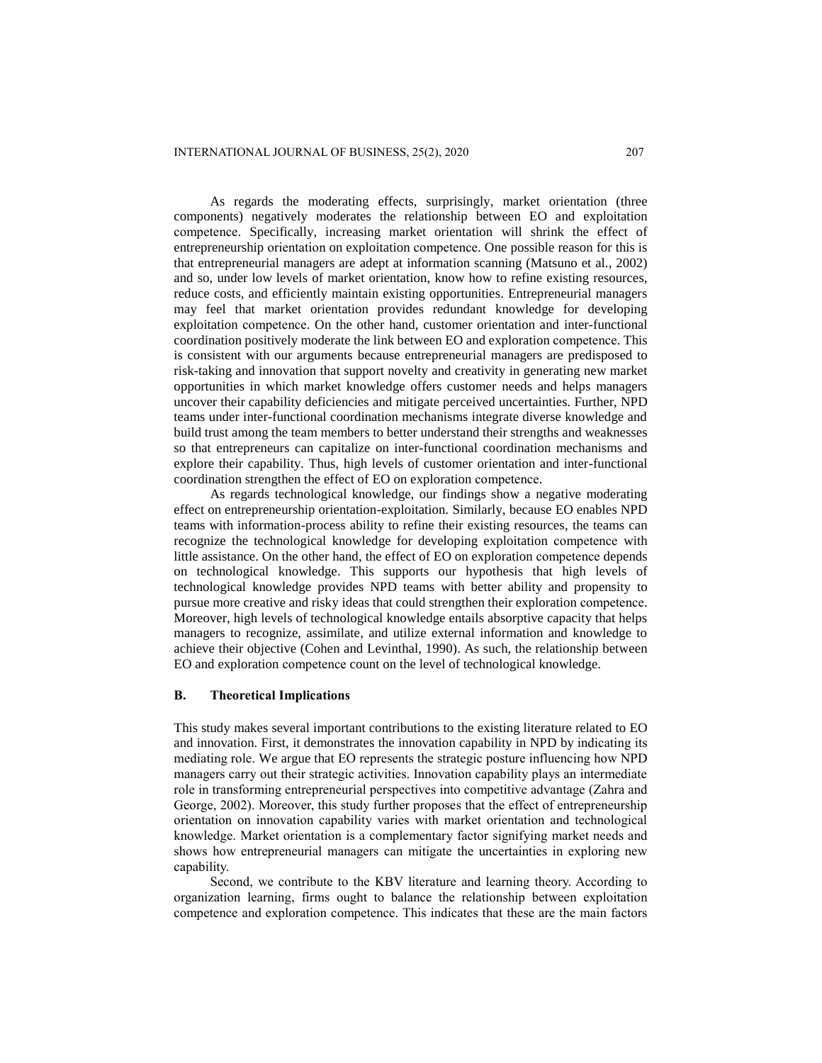As regards the moderating effects, surprisingly, market orientation (three components) negatively moderates the relationship between EO and exploitation competence. Specifically, increasing market orientation will shrink the effect of entrepreneurship orientation on exploitation competence. One possible reason for this is that entrepreneurial managers are adept at information scanning (Matsuno et al., 2002) and so, under low levels of market orientation, know how to refine existing resources, reduce costs, and efficiently maintain existing opportunities. Entrepreneurial managers may feel that market orientation provides redundant knowledge for developing exploitation competence. On the other hand, customer orientation and inter-functional coordination positively moderate the link between EO and exploration competence. This is consistent with our arguments because entrepreneurial managers are predisposed to risk-taking and innovation that support novelty and creativity in generating new market opportunities in which market knowledge offers customer needs and helps managers uncover their capability deficiencies and mitigate perceived uncertainties. Further, NPD teams under inter-functional coordination mechanisms integrate diverse knowledge and build trust among the team members to better understand their strengths and weaknesses so that entrepreneurs can capitalize on inter-functional coordination mechanisms and explore their capability. Thus, high levels of customer orientation and inter-functional coordination strengthen the effect of EO on exploration competence.

As regards technological knowledge, our findings show a negative moderating effect on entrepreneurship orientation-exploitation. Similarly, because EO enables NPD teams with information-process ability to refine their existing resources, the teams can recognize the technological knowledge for developing exploitation competence with little assistance. On the other hand, the effect of EO on exploration competence depends on technological knowledge. This supports our hypothesis that high levels of technological knowledge provides NPD teams with better ability and propensity to pursue more creative and risky ideas that could strengthen their exploration competence. Moreover, high levels of technological knowledge entails absorptive capacity that helps managers to recognize, assimilate, and utilize external information and knowledge to achieve their objective (Cohen and Levinthal, 1990). As such, the relationship between EO and exploration competence count on the level of technological knowledge.

### B. Theoretical Implications

This study makes several important contributions to the existing literature related to EO and innovation. First, it demonstrates the innovation capability in NPD by indicating its mediating role. We argue that EO represents the strategic posture influencing how NPD managers carry out their strategic activities. Innovation capability plays an intermediate role in transforming entrepreneurial perspectives into competitive advantage (Zahra and George, 2002). Moreover, this study further proposes that the effect of entrepreneurship orientation on innovation capability varies with market orientation and technological knowledge. Market orientation is a complementary factor signifying market needs and shows how entrepreneurial managers can mitigate the uncertainties in exploring new capability.

Second, we contribute to the KBV literature and learning theory. According to organization learning, firms ought to balance the relationship between exploitation competence and exploration competence. This indicates that these are the main factors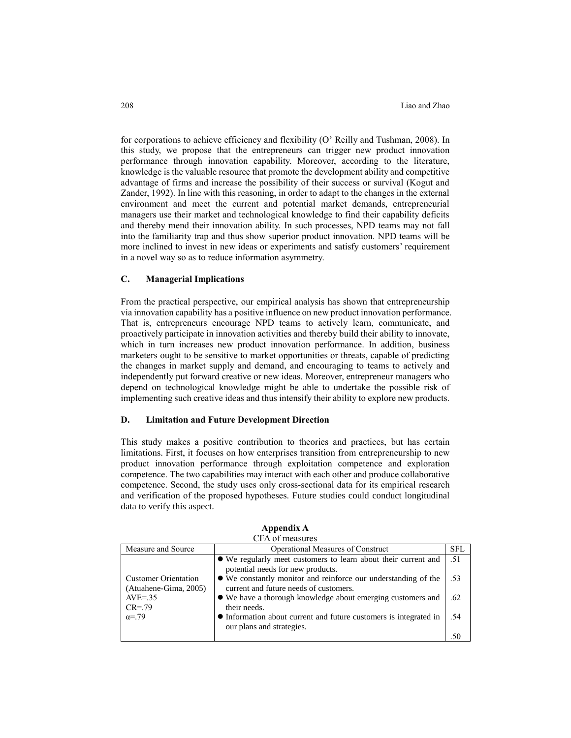for corporations to achieve efficiency and flexibility (O' Reilly and Tushman, 2008). In this study, we propose that the entrepreneurs can trigger new product innovation performance through innovation capability. Moreover, according to the literature, knowledge is the valuable resource that promote the development ability and competitive advantage of firms and increase the possibility of their success or survival (Kogut and Zander, 1992). In line with this reasoning, in order to adapt to the changes in the external environment and meet the current and potential market demands, entrepreneurial managers use their market and technological knowledge to find their capability deficits and thereby mend their innovation ability. In such processes, NPD teams may not fall into the familiarity trap and thus show superior product innovation. NPD teams will be more inclined to invest in new ideas or experiments and satisfy customers' requirement in a novel way so as to reduce information asymmetry.

### C. Managerial Implications

From the practical perspective, our empirical analysis has shown that entrepreneurship via innovation capability has a positive influence on new product innovation performance. That is, entrepreneurs encourage NPD teams to actively learn, communicate, and proactively participate in innovation activities and thereby build their ability to innovate, which in turn increases new product innovation performance. In addition, business marketers ought to be sensitive to market opportunities or threats, capable of predicting the changes in market supply and demand, and encouraging to teams to actively and independently put forward creative or new ideas. Moreover, entrepreneur managers who depend on technological knowledge might be able to undertake the possible risk of implementing such creative ideas and thus intensify their ability to explore new products.

### D. Limitation and Future Development Direction

This study makes a positive contribution to theories and practices, but has certain limitations. First, it focuses on how enterprises transition from entrepreneurship to new product innovation performance through exploitation competence and exploration competence. The two capabilities may interact with each other and produce collaborative competence. Second, the study uses only cross-sectional data for its empirical research and verification of the proposed hypotheses. Future studies could conduct longitudinal data to verify this aspect.

**Appendix A**

CFA of measures

| Measure and Source | Operational Measures of Construct | SFL |
|---|---|---|
| Customer Orientation (Atuahene-Gima, 2005) AVE=.35 CR=.79 α=.79 | ● We regularly meet customers to learn about their current and potential needs for new products. | .51 |
| | ● We constantly monitor and reinforce our understanding of the current and future needs of customers. | .53 |
| | ● We have a thorough knowledge about emerging customers and their needs. | .62 |
| | ● Information about current and future customers is integrated in our plans and strategies. | .54 |
| | | .50 |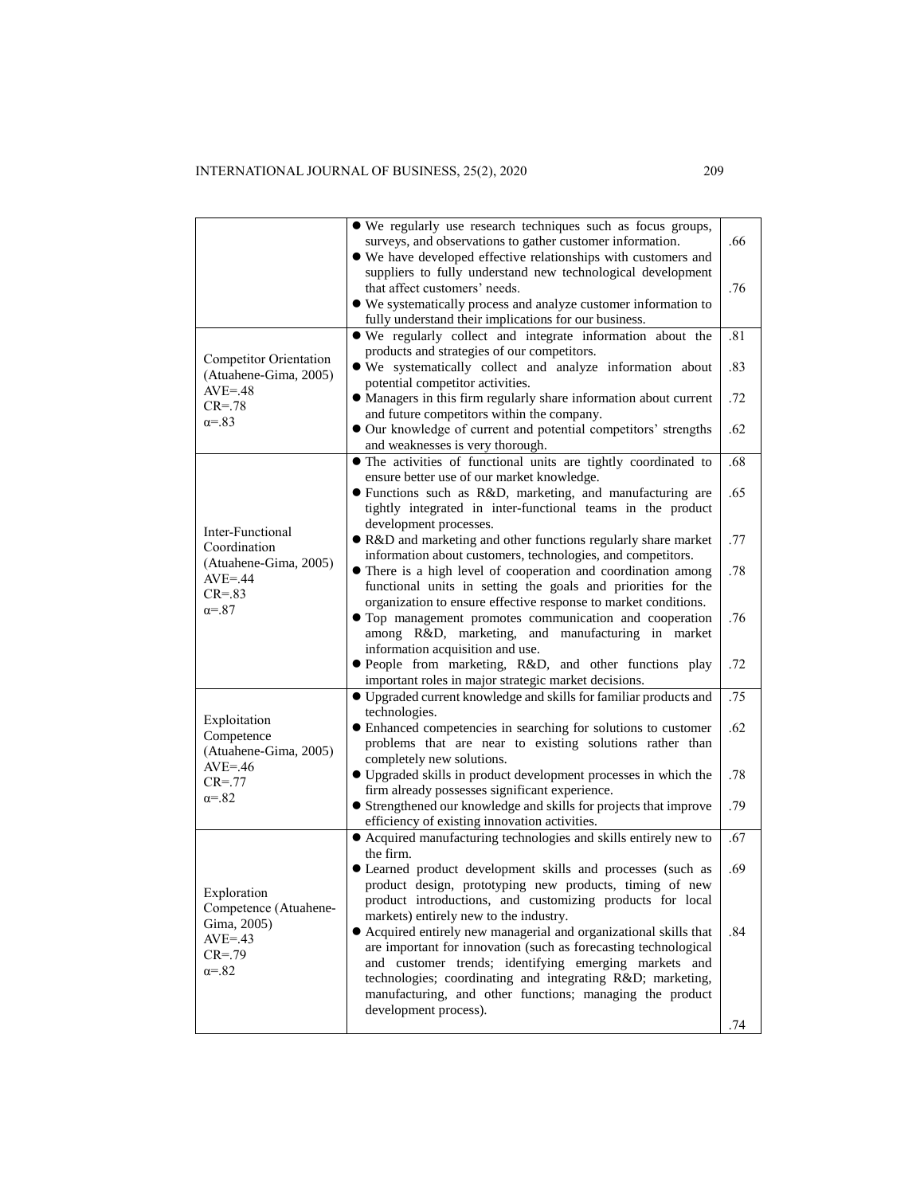| | | |
|---|---|---|
| | ● We regularly use research techniques such as focus groups, surveys, and observations to gather customer information.<br>● We have developed effective relationships with customers and suppliers to fully understand new technological development that affect customers' needs.<br>● We systematically process and analyze customer information to fully understand their implications for our business. | .66<br><br>.76 |
| Competitor Orientation (Atuahene-Gima, 2005)<br>AVE=.48<br>CR=.78<br>α=.83 | ● We regularly collect and integrate information about the products and strategies of our competitors.<br>● We systematically collect and analyze information about potential competitor activities.<br>● Managers in this firm regularly share information about current and future competitors within the company.<br>● Our knowledge of current and potential competitors' strengths and weaknesses is very thorough. | .81<br>.83<br>.72<br>.62 |
| Inter-Functional Coordination (Atuahene-Gima, 2005)<br>AVE=.44<br>CR=.83<br>α=.87 | ● The activities of functional units are tightly coordinated to ensure better use of our market knowledge.<br>● Functions such as R&D, marketing, and manufacturing are tightly integrated in inter-functional teams in the product development processes.<br>● R&D and marketing and other functions regularly share market information about customers, technologies, and competitors.<br>● There is a high level of cooperation and coordination among functional units in setting the goals and priorities for the organization to ensure effective response to market conditions.<br>● Top management promotes communication and cooperation among R&D, marketing, and manufacturing in market information acquisition and use.<br>● People from marketing, R&D, and other functions play important roles in major strategic market decisions. | .68<br>.65<br>.77<br>.78<br>.76<br>.72 |
| Exploitation Competence (Atuahene-Gima, 2005)<br>AVE=.46<br>CR=.77<br>α=.82 | ● Upgraded current knowledge and skills for familiar products and technologies.<br>● Enhanced competencies in searching for solutions to customer problems that are near to existing solutions rather than completely new solutions.<br>● Upgraded skills in product development processes in which the firm already possesses significant experience.<br>● Strengthened our knowledge and skills for projects that improve efficiency of existing innovation activities. | .75<br>.62<br>.78<br>.79 |
| Exploration Competence (Atuahene-Gima, 2005)<br>AVE=.43<br>CR=.79<br>α=.82 | ● Acquired manufacturing technologies and skills entirely new to the firm.<br>● Learned product development skills and processes (such as product design, prototyping new products, timing of new product introductions, and customizing products for local markets) entirely new to the industry.<br>● Acquired entirely new managerial and organizational skills that are important for innovation (such as forecasting technological and customer trends; identifying emerging markets and technologies; coordinating and integrating R&D; marketing, manufacturing, and other functions; managing the product development process). | .67<br>.69<br>.84<br>.74 |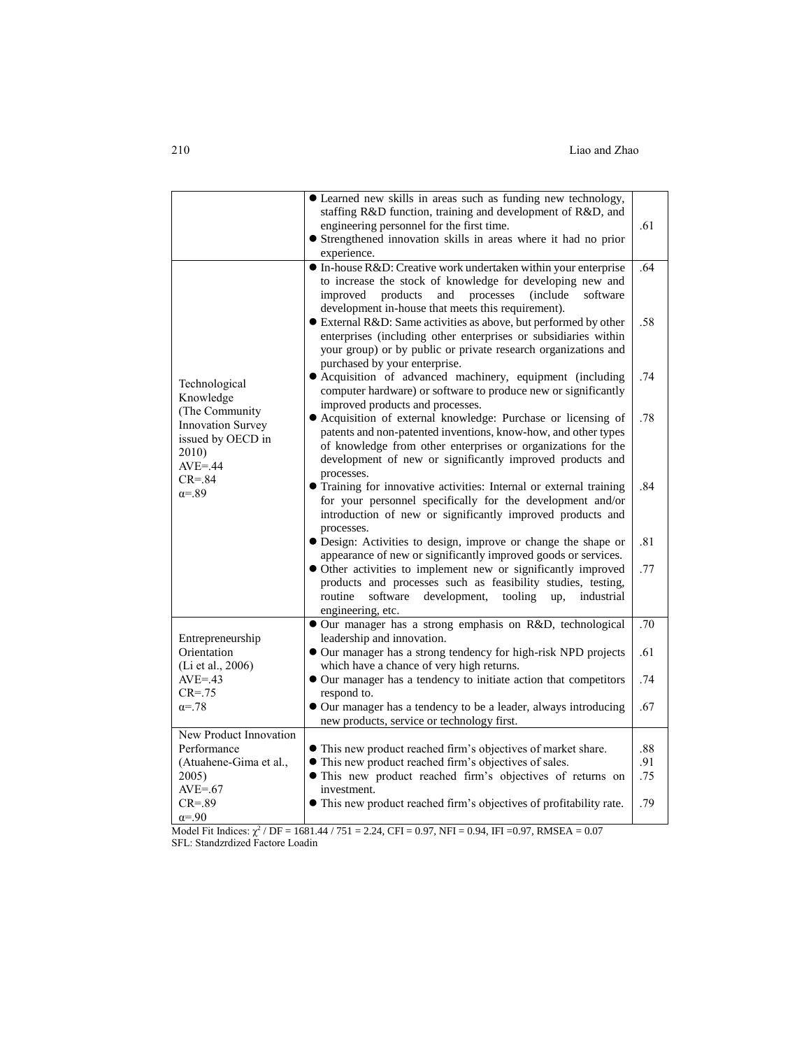| | | |
|---|---|---|
| | ● Learned new skills in areas such as funding new technology, staffing R&D function, training and development of R&D, and engineering personnel for the first time.<br>● Strengthened innovation skills in areas where it had no prior experience. | .61 |
| Technological Knowledge (The Community Innovation Survey issued by OECD in 2010) AVE=.44 CR=.84 α=.89 | ● In-house R&D: Creative work undertaken within your enterprise to increase the stock of knowledge for developing new and improved products and processes (include software development in-house that meets this requirement). | .64 |
| | ● External R&D: Same activities as above, but performed by other enterprises (including other enterprises or subsidiaries within your group) or by public or private research organizations and purchased by your enterprise. | .58 |
| | ● Acquisition of advanced machinery, equipment (including computer hardware) or software to produce new or significantly improved products and processes. | .74 |
| | ● Acquisition of external knowledge: Purchase or licensing of patents and non-patented inventions, know-how, and other types of knowledge from other enterprises or organizations for the development of new or significantly improved products and processes. | .78 |
| | ● Training for innovative activities: Internal or external training for your personnel specifically for the development and/or introduction of new or significantly improved products and processes. | .84 |
| | ● Design: Activities to design, improve or change the shape or appearance of new or significantly improved goods or services. | .81 |
| | ● Other activities to implement new or significantly improved products and processes such as feasibility studies, testing, routine software development, tooling up, industrial engineering, etc. | .77 |
| Entrepreneurship Orientation (Li et al., 2006) AVE=.43 CR=.75 α=.78 | ● Our manager has a strong emphasis on R&D, technological leadership and innovation. | .70 |
| | ● Our manager has a strong tendency for high-risk NPD projects which have a chance of very high returns. | .61 |
| | ● Our manager has a tendency to initiate action that competitors respond to. | .74 |
| | ● Our manager has a tendency to be a leader, always introducing new products, service or technology first. | .67 |
| New Product Innovation Performance (Atuahene-Gima et al., 2005) AVE=.67 CR=.89 α=.90 | ● This new product reached firm's objectives of market share. | .88 |
| | ● This new product reached firm's objectives of sales. | .91 |
| | ● This new product reached firm's objectives of returns on investment. | .75 |
| | ● This new product reached firm's objectives of profitability rate. | .79 |

Model Fit Indices: $\chi^2$ / DF = 1681.44 / 751 = 2.24, CFI = 0.97, NFI = 0.94, IFI =0.97, RMSEA = 0.07
SFL: Standzrdized Factore Loadin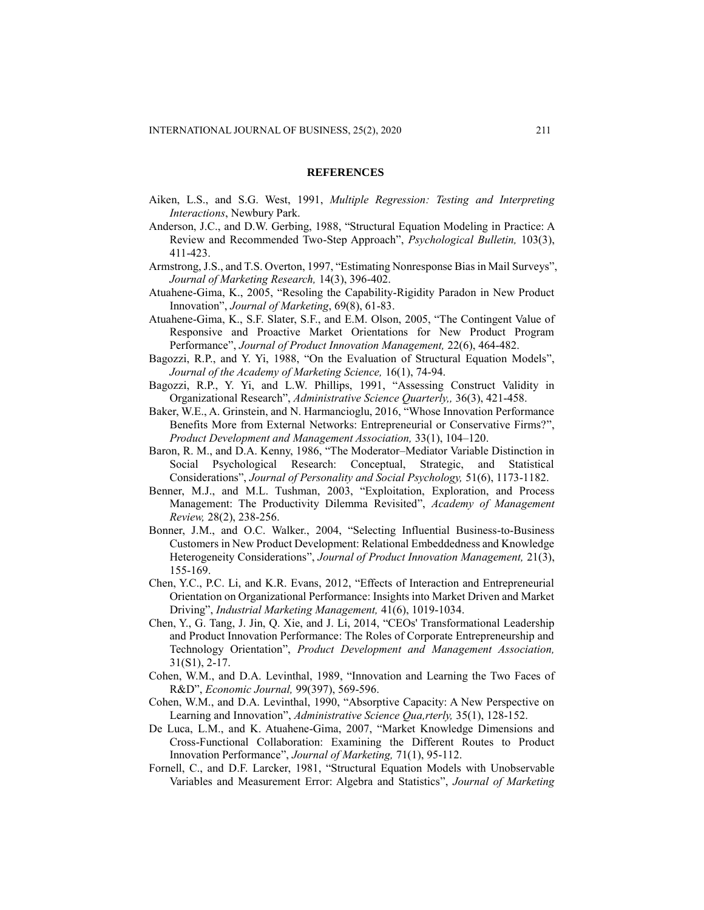## REFERENCES

Aiken, L.S., and S.G. West, 1991, *Multiple Regression: Testing and Interpreting Interactions*, Newbury Park.

Anderson, J.C., and D.W. Gerbing, 1988, "Structural Equation Modeling in Practice: A Review and Recommended Two-Step Approach", *Psychological Bulletin,* 103(3), 411-423.

Armstrong, J.S., and T.S. Overton, 1997, "Estimating Nonresponse Bias in Mail Surveys", *Journal of Marketing Research,* 14(3), 396-402.

Atuahene-Gima, K., 2005, "Resoling the Capability-Rigidity Paradon in New Product Innovation", *Journal of Marketing*, 69(8), 61-83.

Atuahene-Gima, K., S.F. Slater, S.F., and E.M. Olson, 2005, "The Contingent Value of Responsive and Proactive Market Orientations for New Product Program Performance", *Journal of Product Innovation Management,* 22(6), 464-482.

Bagozzi, R.P., and Y. Yi, 1988, "On the Evaluation of Structural Equation Models", *Journal of the Academy of Marketing Science,* 16(1), 74-94.

Bagozzi, R.P., Y. Yi, and L.W. Phillips, 1991, "Assessing Construct Validity in Organizational Research", *Administrative Science Quarterly,,* 36(3), 421-458.

Baker, W.E., A. Grinstein, and N. Harmancioglu, 2016, "Whose Innovation Performance Benefits More from External Networks: Entrepreneurial or Conservative Firms?", *Product Development and Management Association,* 33(1), 104–120.

Baron, R. M., and D.A. Kenny, 1986, "The Moderator–Mediator Variable Distinction in Social Psychological Research: Conceptual, Strategic, and Statistical Considerations", *Journal of Personality and Social Psychology,* 51(6), 1173-1182.

Benner, M.J., and M.L. Tushman, 2003, "Exploitation, Exploration, and Process Management: The Productivity Dilemma Revisited", *Academy of Management Review,* 28(2), 238-256.

Bonner, J.M., and O.C. Walker., 2004, "Selecting Influential Business-to-Business Customers in New Product Development: Relational Embeddedness and Knowledge Heterogeneity Considerations", *Journal of Product Innovation Management,* 21(3), 155-169.

Chen, Y.C., P.C. Li, and K.R. Evans, 2012, "Effects of Interaction and Entrepreneurial Orientation on Organizational Performance: Insights into Market Driven and Market Driving", *Industrial Marketing Management,* 41(6), 1019-1034.

Chen, Y., G. Tang, J. Jin, Q. Xie, and J. Li, 2014, "CEOs' Transformational Leadership and Product Innovation Performance: The Roles of Corporate Entrepreneurship and Technology Orientation", *Product Development and Management Association,* 31(S1), 2-17.

Cohen, W.M., and D.A. Levinthal, 1989, "Innovation and Learning the Two Faces of R&D", *Economic Journal,* 99(397), 569-596.

Cohen, W.M., and D.A. Levinthal, 1990, "Absorptive Capacity: A New Perspective on Learning and Innovation", *Administrative Science Qua,rterly,* 35(1), 128-152.

De Luca, L.M., and K. Atuahene-Gima, 2007, "Market Knowledge Dimensions and Cross-Functional Collaboration: Examining the Different Routes to Product Innovation Performance", *Journal of Marketing,* 71(1), 95-112.

Fornell, C., and D.F. Larcker, 1981, "Structural Equation Models with Unobservable Variables and Measurement Error: Algebra and Statistics", *Journal of Marketing*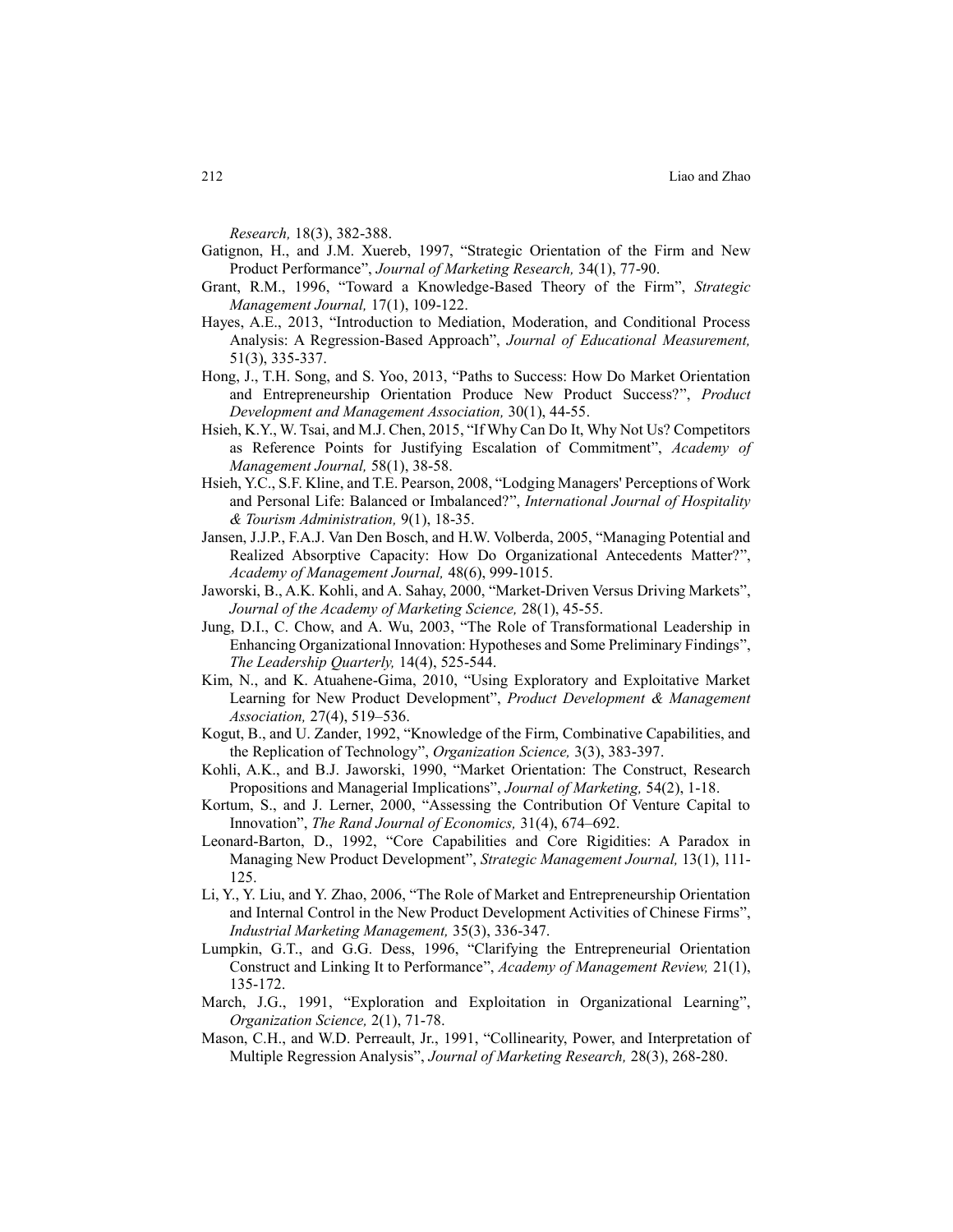*Research,* 18(3), 382-388.

Gatignon, H., and J.M. Xuereb, 1997, "Strategic Orientation of the Firm and New Product Performance", *Journal of Marketing Research,* 34(1), 77-90.

Grant, R.M., 1996, "Toward a Knowledge-Based Theory of the Firm", *Strategic Management Journal,* 17(1), 109-122.

Hayes, A.E., 2013, "Introduction to Mediation, Moderation, and Conditional Process Analysis: A Regression-Based Approach", *Journal of Educational Measurement,* 51(3), 335-337.

Hong, J., T.H. Song, and S. Yoo, 2013, "Paths to Success: How Do Market Orientation and Entrepreneurship Orientation Produce New Product Success?", *Product Development and Management Association,* 30(1), 44-55.

Hsieh, K.Y., W. Tsai, and M.J. Chen, 2015, "If Why Can Do It, Why Not Us? Competitors as Reference Points for Justifying Escalation of Commitment", *Academy of Management Journal,* 58(1), 38-58.

Hsieh, Y.C., S.F. Kline, and T.E. Pearson, 2008, "Lodging Managers' Perceptions of Work and Personal Life: Balanced or Imbalanced?", *International Journal of Hospitality & Tourism Administration,* 9(1), 18-35.

Jansen, J.J.P., F.A.J. Van Den Bosch, and H.W. Volberda, 2005, "Managing Potential and Realized Absorptive Capacity: How Do Organizational Antecedents Matter?", *Academy of Management Journal,* 48(6), 999-1015.

Jaworski, B., A.K. Kohli, and A. Sahay, 2000, "Market-Driven Versus Driving Markets", *Journal of the Academy of Marketing Science,* 28(1), 45-55.

Jung, D.I., C. Chow, and A. Wu, 2003, "The Role of Transformational Leadership in Enhancing Organizational Innovation: Hypotheses and Some Preliminary Findings", *The Leadership Quarterly,* 14(4), 525-544.

Kim, N., and K. Atuahene-Gima, 2010, "Using Exploratory and Exploitative Market Learning for New Product Development", *Product Development & Management Association,* 27(4), 519–536.

Kogut, B., and U. Zander, 1992, "Knowledge of the Firm, Combinative Capabilities, and the Replication of Technology", *Organization Science,* 3(3), 383-397.

Kohli, A.K., and B.J. Jaworski, 1990, "Market Orientation: The Construct, Research Propositions and Managerial Implications", *Journal of Marketing,* 54(2), 1-18.

Kortum, S., and J. Lerner, 2000, "Assessing the Contribution Of Venture Capital to Innovation", *The Rand Journal of Economics,* 31(4), 674–692.

Leonard-Barton, D., 1992, "Core Capabilities and Core Rigidities: A Paradox in Managing New Product Development", *Strategic Management Journal,* 13(1), 111-125.

Li, Y., Y. Liu, and Y. Zhao, 2006, "The Role of Market and Entrepreneurship Orientation and Internal Control in the New Product Development Activities of Chinese Firms", *Industrial Marketing Management,* 35(3), 336-347.

Lumpkin, G.T., and G.G. Dess, 1996, "Clarifying the Entrepreneurial Orientation Construct and Linking It to Performance", *Academy of Management Review,* 21(1), 135-172.

March, J.G., 1991, "Exploration and Exploitation in Organizational Learning", *Organization Science,* 2(1), 71-78.

Mason, C.H., and W.D. Perreault, Jr., 1991, "Collinearity, Power, and Interpretation of Multiple Regression Analysis", *Journal of Marketing Research,* 28(3), 268-280.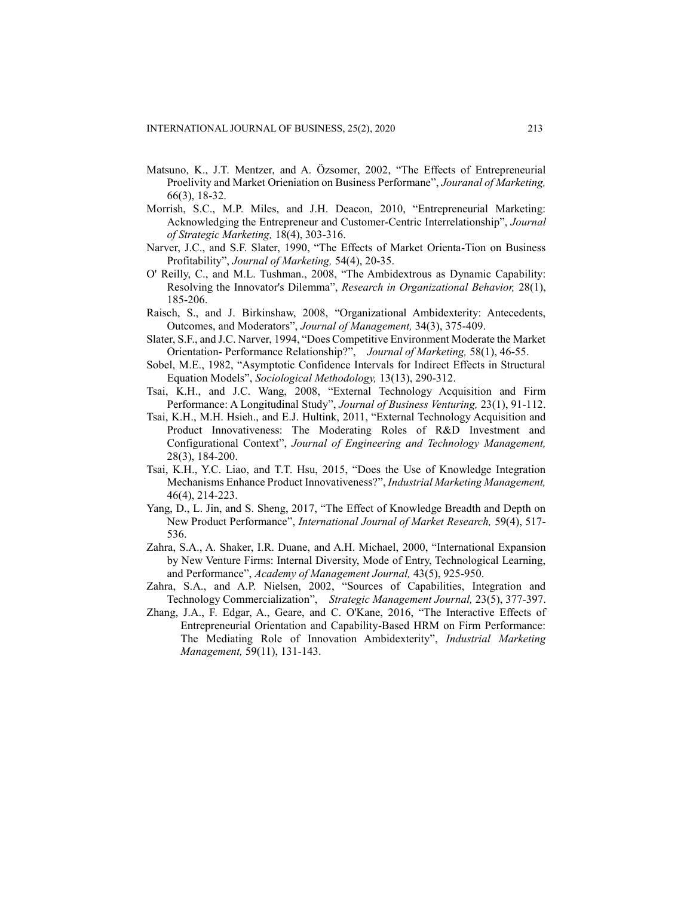Matsuno, K., J.T. Mentzer, and A. Özsomer, 2002, "The Effects of Entrepreneurial Proelivity and Market Orieniation on Business Performane", *Jouranal of Marketing,* 66(3), 18-32.

Morrish, S.C., M.P. Miles, and J.H. Deacon, 2010, "Entrepreneurial Marketing: Acknowledging the Entrepreneur and Customer-Centric Interrelationship", *Journal of Strategic Marketing,* 18(4), 303-316.

Narver, J.C., and S.F. Slater, 1990, "The Effects of Market Orienta-Tion on Business Profitability", *Journal of Marketing,* 54(4), 20-35.

O' Reilly, C., and M.L. Tushman., 2008, "The Ambidextrous as Dynamic Capability: Resolving the Innovator's Dilemma", *Research in Organizational Behavior,* 28(1), 185-206.

Raisch, S., and J. Birkinshaw, 2008, "Organizational Ambidexterity: Antecedents, Outcomes, and Moderators", *Journal of Management,* 34(3), 375-409.

Slater, S.F., and J.C. Narver, 1994, "Does Competitive Environment Moderate the Market Orientation- Performance Relationship?", *Journal of Marketing,* 58(1), 46-55.

Sobel, M.E., 1982, "Asymptotic Confidence Intervals for Indirect Effects in Structural Equation Models", *Sociological Methodology,* 13(13), 290-312.

Tsai, K.H., and J.C. Wang, 2008, "External Technology Acquisition and Firm Performance: A Longitudinal Study", *Journal of Business Venturing,* 23(1), 91-112.

Tsai, K.H., M.H. Hsieh., and E.J. Hultink, 2011, "External Technology Acquisition and Product Innovativeness: The Moderating Roles of R&D Investment and Configurational Context", *Journal of Engineering and Technology Management,* 28(3), 184-200.

Tsai, K.H., Y.C. Liao, and T.T. Hsu, 2015, "Does the Use of Knowledge Integration Mechanisms Enhance Product Innovativeness?", *Industrial Marketing Management,* 46(4), 214-223.

Yang, D., L. Jin, and S. Sheng, 2017, "The Effect of Knowledge Breadth and Depth on New Product Performance", *International Journal of Market Research,* 59(4), 517-536.

Zahra, S.A., A. Shaker, I.R. Duane, and A.H. Michael, 2000, "International Expansion by New Venture Firms: Internal Diversity, Mode of Entry, Technological Learning, and Performance", *Academy of Management Journal,* 43(5), 925-950.

Zahra, S.A., and A.P. Nielsen, 2002, "Sources of Capabilities, Integration and Technology Commercialization", *Strategic Management Journal,* 23(5), 377-397.

Zhang, J.A., F. Edgar, A., Geare, and C. O'Kane, 2016, "The Interactive Effects of Entrepreneurial Orientation and Capability-Based HRM on Firm Performance: The Mediating Role of Innovation Ambidexterity", *Industrial Marketing Management,* 59(11), 131-143.